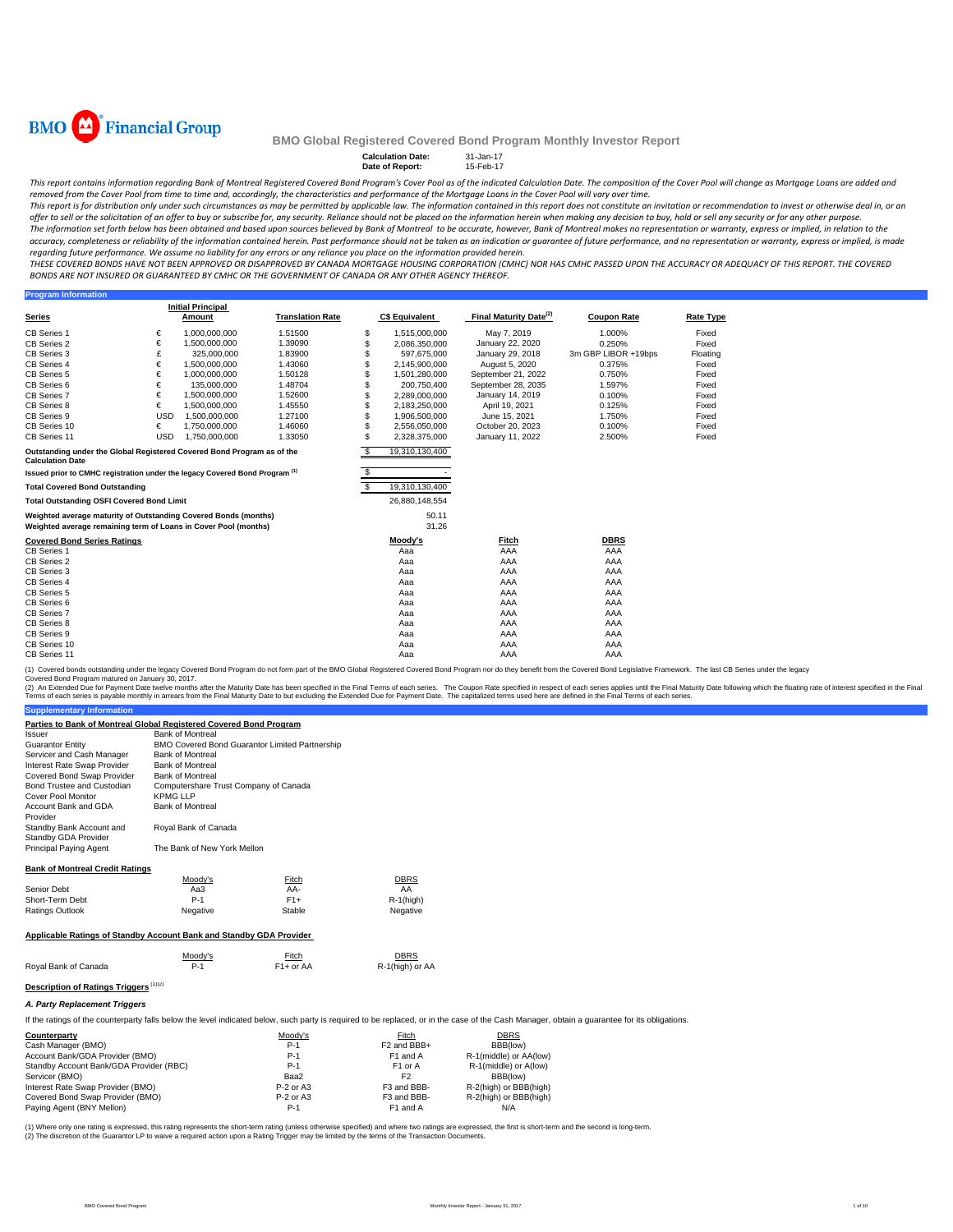BMO Financial Group

# BMO Global Registered Covered Bond Program Monthly Investor Report

**Calculation Date:** 31-Jan-17
**Date of Report:** 15-Feb-17

*This report contains information regarding Bank of Montreal Registered Covered Bond Program's Cover Pool as of the indicated Calculation Date. The composition of the Cover Pool will change as Mortgage Loans are added and removed from the Cover Pool from time to time and, accordingly, the characteristics and performance of the Mortgage Loans in the Cover Pool will vary over time.*

*This report is for distribution only under such circumstances as may be permitted by applicable law. The information contained in this report does not constitute an invitation or recommendation to invest or otherwise deal in, or an offer to sell or the solicitation of an offer to buy or subscribe for, any security. Reliance should not be placed on the information herein when making any decision to buy, hold or sell any security or for any other purpose.*

*The information set forth below has been obtained and based upon sources believed by Bank of Montreal to be accurate, however, Bank of Montreal makes no representation or warranty, express or implied, in relation to the accuracy, completeness or reliability of the information contained herein. Past performance should not be taken as an indication or guarantee of future performance, and no representation or warranty, express or implied, is made regarding future performance. We assume no liability for any errors or any reliance you place on the information provided herein.*

*THESE COVERED BONDS HAVE NOT BEEN APPROVED OR DISAPPROVED BY CANADA MORTGAGE HOUSING CORPORATION (CMHC) NOR HAS CMHC PASSED UPON THE ACCURACY OR ADEQUACY OF THIS REPORT. THE COVERED BONDS ARE NOT INSURED OR GUARANTEED BY CMHC OR THE GOVERNMENT OF CANADA OR ANY OTHER AGENCY THEREOF.*

## Program Information

| Series | | Initial Principal Amount | Translation Rate | | C$ Equivalent | Final Maturity Date[(2)] | Coupon Rate | Rate Type |
|---|---|---|---|---|---|---|---|---|
| CB Series 1 | € | 1,000,000,000 | 1.51500 | $ | 1,515,000,000 | May 7, 2019 | 1.000% | Fixed |
| CB Series 2 | € | 1,500,000,000 | 1.39090 | $ | 2,086,350,000 | January 22, 2020 | 0.250% | Fixed |
| CB Series 3 | £ | 325,000,000 | 1.83900 | $ | 597,675,000 | January 29, 2018 | 3m GBP LIBOR +19bps | Floating |
| CB Series 4 | € | 1,500,000,000 | 1.43060 | $ | 2,145,900,000 | August 5, 2020 | 0.375% | Fixed |
| CB Series 5 | € | 1,000,000,000 | 1.50128 | $ | 1,501,280,000 | September 21, 2022 | 0.750% | Fixed |
| CB Series 6 | € | 135,000,000 | 1.48704 | $ | 200,750,400 | September 28, 2035 | 1.597% | Fixed |
| CB Series 7 | € | 1,500,000,000 | 1.52600 | $ | 2,289,000,000 | January 14, 2019 | 0.100% | Fixed |
| CB Series 8 | € | 1,500,000,000 | 1.45550 | $ | 2,183,250,000 | April 19, 2021 | 0.125% | Fixed |
| CB Series 9 | USD | 1,500,000,000 | 1.27100 | $ | 1,906,500,000 | June 15, 2021 | 1.750% | Fixed |
| CB Series 10 | € | 1,750,000,000 | 1.46060 | $ | 2,556,050,000 | October 20, 2023 | 0.100% | Fixed |
| CB Series 11 | USD | 1,750,000,000 | 1.33050 | $ | 2,328,375,000 | January 11, 2022 | 2.500% | Fixed |

| | | |
|---|---|---|
| **Outstanding under the Global Registered Covered Bond Program as of the Calculation Date** | $ | 19,310,130,400 |
| **Issued prior to CMHC registration under the legacy Covered Bond Program[(1)]** | $ | - |
| **Total Covered Bond Outstanding** | $ | 19,310,130,400 |
| **Total Outstanding OSFI Covered Bond Limit** | | 26,880,148,554 |
| **Weighted average maturity of Outstanding Covered Bonds (months)** | | 50.11 |
| **Weighted average remaining term of Loans in Cover Pool (months)** | | 31.26 |

| Covered Bond Series Ratings | Moody's | Fitch | DBRS |
|---|---|---|---|
| CB Series 1 | Aaa | AAA | AAA |
| CB Series 2 | Aaa | AAA | AAA |
| CB Series 3 | Aaa | AAA | AAA |
| CB Series 4 | Aaa | AAA | AAA |
| CB Series 5 | Aaa | AAA | AAA |
| CB Series 6 | Aaa | AAA | AAA |
| CB Series 7 | Aaa | AAA | AAA |
| CB Series 8 | Aaa | AAA | AAA |
| CB Series 9 | Aaa | AAA | AAA |
| CB Series 10 | Aaa | AAA | AAA |
| CB Series 11 | Aaa | AAA | AAA |

(1) Covered bonds outstanding under the legacy Covered Bond Program do not form part of the BMO Global Registered Covered Bond Program nor do they benefit from the Covered Bond Legislative Framework. The last CB Series under the legacy Covered Bond Program matured on January 30, 2017.

(2) An Extended Due for Payment Date twelve months after the Maturity Date has been specified in the Final Terms of each series. The Coupon Rate specified in respect of each series applies until the Final Maturity Date following which the floating rate of interest specified in the Final Terms of each series is payable monthly in arrears from the Final Maturity Date to but excluding the Extended Due for Payment Date. The capitalized terms used here are defined in the Final Terms of each series.

## Supplementary Information

### Parties to Bank of Montreal Global Registered Covered Bond Program

| | |
|---|---|
| Issuer | Bank of Montreal |
| Guarantor Entity | BMO Covered Bond Guarantor Limited Partnership |
| Servicer and Cash Manager | Bank of Montreal |
| Interest Rate Swap Provider | Bank of Montreal |
| Covered Bond Swap Provider | Bank of Montreal |
| Bond Trustee and Custodian | Computershare Trust Company of Canada |
| Cover Pool Monitor | KPMG LLP |
| Account Bank and GDA Provider | Bank of Montreal |
| Standby Bank Account and Standby GDA Provider | Royal Bank of Canada |
| Principal Paying Agent | The Bank of New York Mellon |

### Bank of Montreal Credit Ratings

| | Moody's | Fitch | DBRS |
|---|---|---|---|
| Senior Debt | Aa3 | AA- | AA |
| Short-Term Debt | P-1 | F1+ | R-1(high) |
| Ratings Outlook | Negative | Stable | Negative |

### Applicable Ratings of Standby Account Bank and Standby GDA Provider

| | Moody's | Fitch | DBRS |
|---|---|---|---|
| Royal Bank of Canada | P-1 | F1+ or AA | R-1(high) or AA |

### Description of Ratings Triggers[(1)(2)]

*A. Party Replacement Triggers*

If the ratings of the counterparty falls below the level indicated below, such party is required to be replaced, or in the case of the Cash Manager, obtain a guarantee for its obligations.

| Counterparty | Moody's | Fitch | DBRS |
|---|---|---|---|
| Cash Manager (BMO) | P-1 | F2 and BBB+ | BBB(low) |
| Account Bank/GDA Provider (BMO) | P-1 | F1 and A | R-1(middle) or AA(low) |
| Standby Account Bank/GDA Provider (RBC) | P-1 | F1 or A | R-1(middle) or A(low) |
| Servicer (BMO) | Baa2 | F2 | BBB(low) |
| Interest Rate Swap Provider (BMO) | P-2 or A3 | F3 and BBB- | R-2(high) or BBB(high) |
| Covered Bond Swap Provider (BMO) | P-2 or A3 | F3 and BBB- | R-2(high) or BBB(high) |
| Paying Agent (BNY Mellon) | P-1 | F1 and A | N/A |

(1) Where only one rating is expressed, this rating represents the short-term rating (unless otherwise specified) and where two ratings are expressed, the first is short-term and the second is long-term.

(2) The discretion of the Guarantor LP to waive a required action upon a Rating Trigger may be limited by the terms of the Transaction Documents.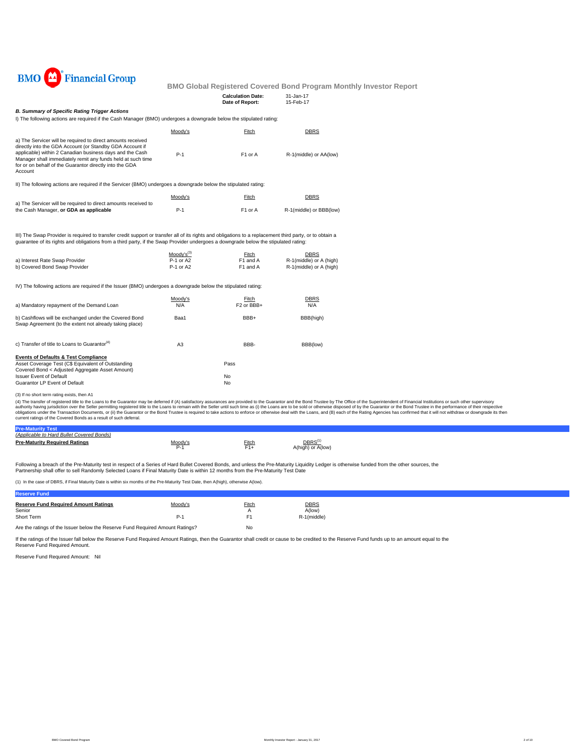BMO Financial Group

**BMO Global Registered Covered Bond Program Monthly Investor Report**

| | |
|---|---|
| **Calculation Date:** | 31-Jan-17 |
| **Date of Report:** | 15-Feb-17 |

***B. Summary of Specific Rating Trigger Actions***

I) The following actions are required if the Cash Manager (BMO) undergoes a downgrade below the stipulated rating:

| | Moody's | Fitch | DBRS |
|---|---|---|---|
| a) The Servicer will be required to direct amounts received directly into the GDA Account (or Standby GDA Account if applicable) within 2 Canadian business days and the Cash Manager shall immediately remit any funds held at such time for or on behalf of the Guarantor directly into the GDA Account | P-1 | F1 or A | R-1(middle) or AA(low) |

II) The following actions are required if the Servicer (BMO) undergoes a downgrade below the stipulated rating:

| | Moody's | Fitch | DBRS |
|---|---|---|---|
| a) The Servicer will be required to direct amounts received to the Cash Manager, **or GDA as applicable** | P-1 | F1 or A | R-1(middle) or BBB(low) |

III) The Swap Provider is required to transfer credit support or transfer all of its rights and obligations to a replacement third party, or to obtain a guarantee of its rights and obligations from a third party, if the Swap Provider undergoes a downgrade below the stipulated rating:

| | Moody's[(3)] | Fitch | DBRS |
|---|---|---|---|
| a) Interest Rate Swap Provider | P-1 or A2 | F1 and A | R-1(middle) or A (high) |
| b) Covered Bond Swap Provider | P-1 or A2 | F1 and A | R-1(middle) or A (high) |

IV) The following actions are required if the Issuer (BMO) undergoes a downgrade below the stipulated rating:

| | Moody's | Fitch | DBRS |
|---|---|---|---|
| a) Mandatory repayment of the Demand Loan | N/A | F2 or BBB+ | N/A |
| b) Cashflows will be exchanged under the Covered Bond Swap Agreement (to the extent not already taking place) | Baa1 | BBB+ | BBB(high) |
| c) Transfer of title to Loans to Guarantor[(4)] | A3 | BBB- | BBB(low) |

**Events of Defaults & Test Compliance**

| | |
|---|---|
| Asset Coverage Test (C$ Equivalent of Outstanding Covered Bond < Adjusted Aggregate Asset Amount) | Pass |
| Issuer Event of Default | No |
| Guarantor LP Event of Default | No |

(3) If no short term rating exists, then A1

(4) The transfer of registered title to the Loans to the Guarantor may be deferred if (A) satisfactory assurances are provided to the Guarantor and the Bond Trustee by The Office of the Superintendent of Financial Institutions or such other supervisory authority having jurisdiction over the Seller permitting registered title to the Loans to remain with the Seller until such time as (i) the Loans are to be sold or otherwise disposed of by the Guarantor or the Bond Trustee in the performance of their respective obligations under the Transaction Documents, or (ii) the Guarantor or the Bond Trustee is required to take actions to enforce or otherwise deal with the Loans, and (B) each of the Rating Agencies has confirmed that it will not withdraw or downgrade its then current ratings of the Covered Bonds as a result of such deferral.

**Pre-Maturity Test**

*(Applicable to Hard Bullet Covered Bonds)*

| **Pre-Maturity Required Ratings** | Moody's | Fitch | DBRS[(1)] |
|---|---|---|---|
| | P-1 | F1+ | A(high) or A(low) |

Following a breach of the Pre-Maturity test in respect of a Series of Hard Bullet Covered Bonds, and unless the Pre-Maturity Liquidity Ledger is otherwise funded from the other sources, the Partnership shall offer to sell Randomly Selected Loans if Final Maturity Date is within 12 months from the Pre-Maturity Test Date

(1) In the case of DBRS, if Final Maturity Date is within six months of the Pre-Maturity Test Date, then A(high), otherwise A(low).

**Reserve Fund**

| **Reserve Fund Required Amount Ratings** | Moody's | Fitch | DBRS |
|---|---|---|---|
| Senior | | A | A(low) |
| Short Term | P-1 | F1 | R-1(middle) |

Are the ratings of the Issuer below the Reserve Fund Required Amount Ratings? No

If the ratings of the Issuer fall below the Reserve Fund Required Amount Ratings, then the Guarantor shall credit or cause to be credited to the Reserve Fund funds up to an amount equal to the Reserve Fund Required Amount.

Reserve Fund Required Amount: Nil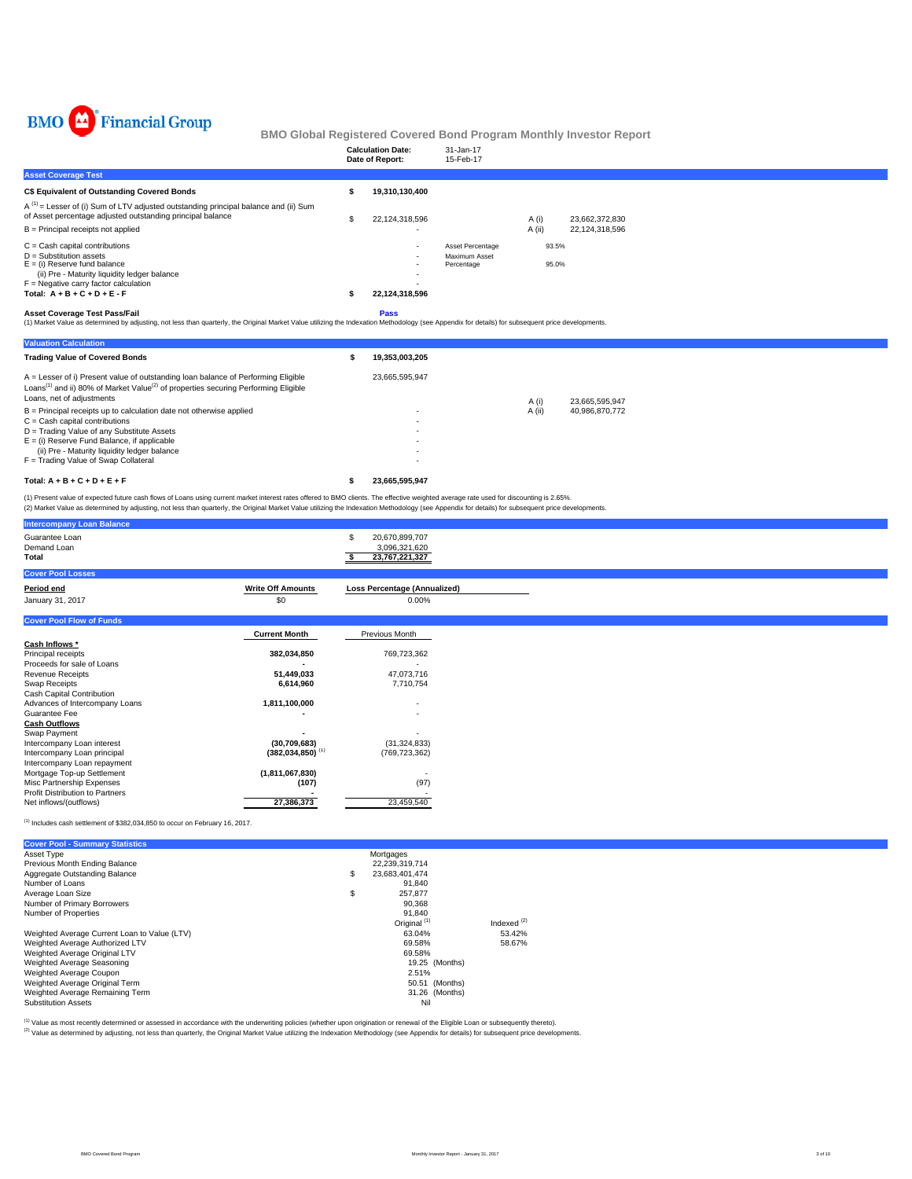# BMO Financial Group

## BMO Global Registered Covered Bond Program Monthly Investor Report

| | |
|---|---|
| **Calculation Date:** | 31-Jan-17 |
| **Date of Report:** | 15-Feb-17 |

### Asset Coverage Test

| | | | | |
|---|---|---|---|---|
| **C$ Equivalent of Outstanding Covered Bonds** | **$ 19,310,130,400** | | | |
| A [(1)] = Lesser of (i) Sum of LTV adjusted outstanding principal balance and (ii) Sum of Asset percentage adjusted outstanding principal balance | $ 22,124,318,596 | | A (i) | 23,662,372,830 |
| B = Principal receipts not applied | - | | A (ii) | 22,124,318,596 |
| C = Cash capital contributions | - | Asset Percentage | 93.5% | |
| D = Substitution assets | - | Maximum Asset Percentage | 95.0% | |
| E = (i) Reserve fund balance | - | | | |
| (ii) Pre - Maturity liquidity ledger balance | - | | | |
| F = Negative carry factor calculation | - | | | |
| **Total: A + B + C + D + E - F** | **$ 22,124,318,596** | | | |

**Asset Coverage Test Pass/Fail** — **Pass**

(1) Market Value as determined by adjusting, not less than quarterly, the Original Market Value utilizing the Indexation Methodology (see Appendix for details) for subsequent price developments.

### Valuation Calculation

| | | | |
|---|---|---|---|
| **Trading Value of Covered Bonds** | **$ 19,353,003,205** | | |
| A = Lesser of i) Present value of outstanding loan balance of Performing Eligible Loans[(1)] and ii) 80% of Market Value[(2)] of properties securing Performing Eligible Loans, net of adjustments | 23,665,595,947 | A (i) | 23,665,595,947 |
| B = Principal receipts up to calculation date not otherwise applied | - | A (ii) | 40,986,870,772 |
| C = Cash capital contributions | - | | |
| D = Trading Value of any Substitute Assets | - | | |
| E = (i) Reserve Fund Balance, if applicable | - | | |
| (ii) Pre - Maturity liquidity ledger balance | - | | |
| F = Trading Value of Swap Collateral | - | | |
| **Total: A + B + C + D + E + F** | **$ 23,665,595,947** | | |

(1) Present value of expected future cash flows of Loans using current market interest rates offered to BMO clients. The effective weighted average rate used for discounting is 2.65%.
(2) Market Value as determined by adjusting, not less than quarterly, the Original Market Value utilizing the Indexation Methodology (see Appendix for details) for subsequent price developments.

### Intercompany Loan Balance

| | |
|---|---|
| Guarantee Loan | $ 20,670,899,707 |
| Demand Loan | 3,096,321,620 |
| **Total** | **$ 23,767,221,327** |

### Cover Pool Losses

| Period end | Write Off Amounts | Loss Percentage (Annualized) |
|---|---|---|
| January 31, 2017 | $0 | 0.00% |

### Cover Pool Flow of Funds

| | Current Month | Previous Month |
|---|---|---|
| **Cash Inflows *** | | |
| Principal receipts | **382,034,850** | 769,723,362 |
| Proceeds for sale of Loans | **-** | - |
| Revenue Receipts | **51,449,033** | 47,073,716 |
| Swap Receipts | **6,614,960** | 7,710,754 |
| Cash Capital Contribution | | |
| Advances of Intercompany Loans | **1,811,100,000** | - |
| Guarantee Fee | **-** | - |
| **Cash Outflows** | | |
| Swap Payment | **-** | - |
| Intercompany Loan interest | **(30,709,683)** | (31,324,833) |
| Intercompany Loan principal | **(382,034,850)** [(1)] | (769,723,362) |
| Intercompany Loan repayment | | |
| Mortgage Top-up Settlement | **(1,811,067,830)** | - |
| Misc Partnership Expenses | **(107)** | (97) |
| Profit Distribution to Partners | **-** | - |
| Net inflows/(outflows) | **27,386,373** | 23,459,540 |

(1) Includes cash settlement of $382,034,850 to occur on February 16, 2017.

### Cover Pool - Summary Statistics

| | | |
|---|---|---|
| Asset Type | Mortgages | |
| Previous Month Ending Balance | 22,239,319,714 | |
| Aggregate Outstanding Balance | $ 23,683,401,474 | |
| Number of Loans | 91,840 | |
| Average Loan Size | $ 257,877 | |
| Number of Primary Borrowers | 90,368 | |
| Number of Properties | 91,840 | |
| | Original [(1)] | Indexed [(2)] |
| Weighted Average Current Loan to Value (LTV) | 63.04% | 53.42% |
| Weighted Average Authorized LTV | 69.58% | 58.67% |
| Weighted Average Original LTV | 69.58% | |
| Weighted Average Seasoning | 19.25 (Months) | |
| Weighted Average Coupon | 2.51% | |
| Weighted Average Original Term | 50.51 (Months) | |
| Weighted Average Remaining Term | 31.26 (Months) | |
| Substitution Assets | Nil | |

(1) Value as most recently determined or assessed in accordance with the underwriting policies (whether upon origination or renewal of the Eligible Loan or subsequently thereto).
(2) Value as determined by adjusting, not less than quarterly, the Original Market Value utilizing the Indexation Methodology (see Appendix for details) for subsequent price developments.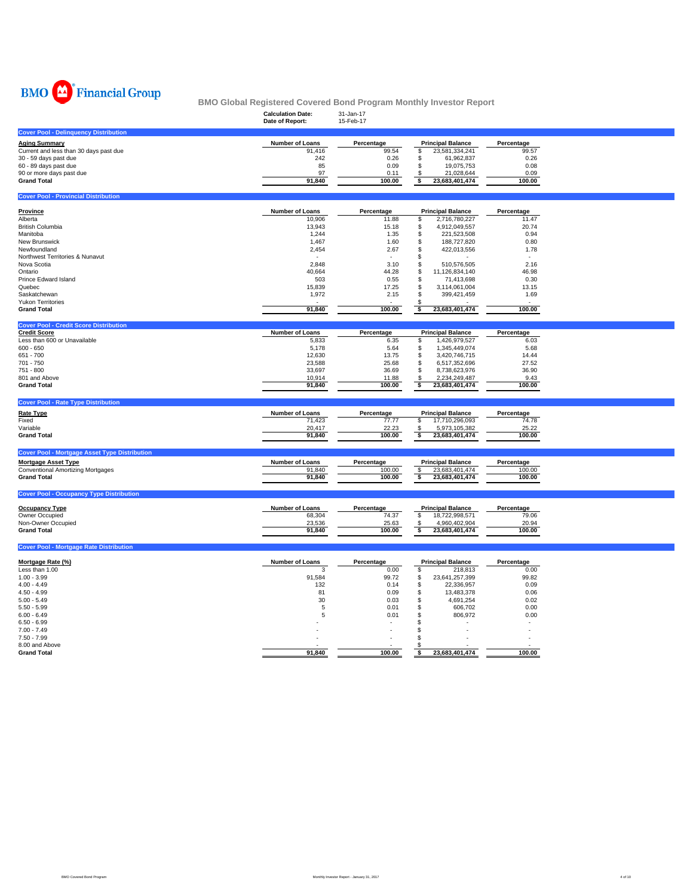BMO Financial Group

## BMO Global Registered Covered Bond Program Monthly Investor Report

**Calculation Date:** 31-Jan-17
**Date of Report:** 15-Feb-17

### Cover Pool - Delinquency Distribution

| Aging Summary | Number of Loans | Percentage | Principal Balance | Percentage |
|---|---|---|---|---|
| Current and less than 30 days past due | 91,416 | 99.54 | $ 23,581,334,241 | 99.57 |
| 30 - 59 days past due | 242 | 0.26 | $ 61,962,837 | 0.26 |
| 60 - 89 days past due | 85 | 0.09 | $ 19,075,753 | 0.08 |
| 90 or more days past due | 97 | 0.11 | $ 21,028,644 | 0.09 |
| **Grand Total** | **91,840** | **100.00** | **$ 23,683,401,474** | **100.00** |

### Cover Pool - Provincial Distribution

| Province | Number of Loans | Percentage | Principal Balance | Percentage |
|---|---|---|---|---|
| Alberta | 10,906 | 11.88 | $ 2,716,780,227 | 11.47 |
| British Columbia | 13,943 | 15.18 | $ 4,912,049,557 | 20.74 |
| Manitoba | 1,244 | 1.35 | $ 221,523,508 | 0.94 |
| New Brunswick | 1,467 | 1.60 | $ 188,727,820 | 0.80 |
| Newfoundland | 2,454 | 2.67 | $ 422,013,556 | 1.78 |
| Northwest Territories & Nunavut | - | - | $ - | - |
| Nova Scotia | 2,848 | 3.10 | $ 510,576,505 | 2.16 |
| Ontario | 40,664 | 44.28 | $ 11,126,834,140 | 46.98 |
| Prince Edward Island | 503 | 0.55 | $ 71,413,698 | 0.30 |
| Quebec | 15,839 | 17.25 | $ 3,114,061,004 | 13.15 |
| Saskatchewan | 1,972 | 2.15 | $ 399,421,459 | 1.69 |
| Yukon Territories | - | - | $ - | - |
| **Grand Total** | **91,840** | **100.00** | **$ 23,683,401,474** | **100.00** |

### Cover Pool - Credit Score Distribution

| Credit Score | Number of Loans | Percentage | Principal Balance | Percentage |
|---|---|---|---|---|
| Less than 600 or Unavailable | 5,833 | 6.35 | $ 1,426,979,527 | 6.03 |
| 600 - 650 | 5,178 | 5.64 | $ 1,345,449,074 | 5.68 |
| 651 - 700 | 12,630 | 13.75 | $ 3,420,746,715 | 14.44 |
| 701 - 750 | 23,588 | 25.68 | $ 6,517,352,696 | 27.52 |
| 751 - 800 | 33,697 | 36.69 | $ 8,738,623,976 | 36.90 |
| 801 and Above | 10,914 | 11.88 | $ 2,234,249,487 | 9.43 |
| **Grand Total** | **91,840** | **100.00** | **$ 23,683,401,474** | **100.00** |

### Cover Pool - Rate Type Distribution

| Rate Type | Number of Loans | Percentage | Principal Balance | Percentage |
|---|---|---|---|---|
| Fixed | 71,423 | 77.77 | $ 17,710,296,093 | 74.78 |
| Variable | 20,417 | 22.23 | $ 5,973,105,382 | 25.22 |
| **Grand Total** | **91,840** | **100.00** | **$ 23,683,401,474** | **100.00** |

### Cover Pool - Mortgage Asset Type Distribution

| Mortgage Asset Type | Number of Loans | Percentage | Principal Balance | Percentage |
|---|---|---|---|---|
| Conventional Amortizing Mortgages | 91,840 | 100.00 | $ 23,683,401,474 | 100.00 |
| **Grand Total** | **91,840** | **100.00** | **$ 23,683,401,474** | **100.00** |

### Cover Pool - Occupancy Type Distribution

| Occupancy Type | Number of Loans | Percentage | Principal Balance | Percentage |
|---|---|---|---|---|
| Owner Occupied | 68,304 | 74.37 | $ 18,722,998,571 | 79.06 |
| Non-Owner Occupied | 23,536 | 25.63 | $ 4,960,402,904 | 20.94 |
| **Grand Total** | **91,840** | **100.00** | **$ 23,683,401,474** | **100.00** |

### Cover Pool - Mortgage Rate Distribution

| Mortgage Rate (%) | Number of Loans | Percentage | Principal Balance | Percentage |
|---|---|---|---|---|
| Less than 1.00 | 3 | 0.00 | $ 218,813 | 0.00 |
| 1.00 - 3.99 | 91,584 | 99.72 | $ 23,641,257,399 | 99.82 |
| 4.00 - 4.49 | 132 | 0.14 | $ 22,336,957 | 0.09 |
| 4.50 - 4.99 | 81 | 0.09 | $ 13,483,378 | 0.06 |
| 5.00 - 5.49 | 30 | 0.03 | $ 4,691,254 | 0.02 |
| 5.50 - 5.99 | 5 | 0.01 | $ 606,702 | 0.00 |
| 6.00 - 6.49 | 5 | 0.01 | $ 806,972 | 0.00 |
| 6.50 - 6.99 | - | - | $ - | - |
| 7.00 - 7.49 | - | - | $ - | - |
| 7.50 - 7.99 | - | - | $ - | - |
| 8.00 and Above | - | - | $ - | - |
| **Grand Total** | **91,840** | **100.00** | **$ 23,683,401,474** | **100.00** |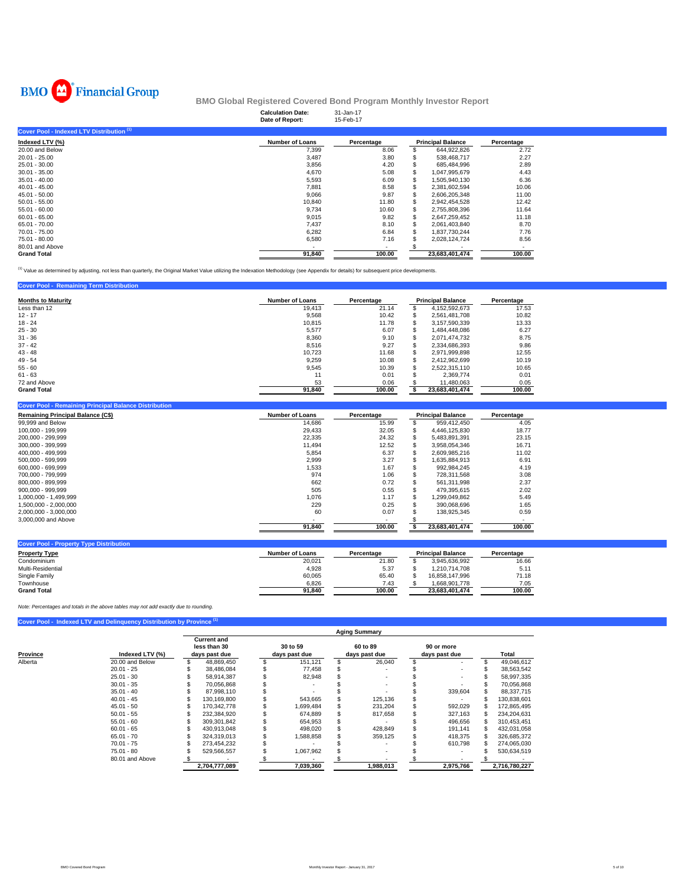**BMO Financial Group**

## BMO Global Registered Covered Bond Program Monthly Investor Report

**Calculation Date:** 31-Jan-17
**Date of Report:** 15-Feb-17

### Cover Pool - Indexed LTV Distribution [(1)]

| Indexed LTV (%) | Number of Loans | Percentage | Principal Balance | Percentage |
|---|---|---|---|---|
| 20.00 and Below | 7,399 | 8.06 | $ 644,922,826 | 2.72 |
| 20.01 - 25.00 | 3,487 | 3.80 | $ 538,468,717 | 2.27 |
| 25.01 - 30.00 | 3,856 | 4.20 | $ 685,484,996 | 2.89 |
| 30.01 - 35.00 | 4,670 | 5.08 | $ 1,047,995,679 | 4.43 |
| 35.01 - 40.00 | 5,593 | 6.09 | $ 1,505,940,130 | 6.36 |
| 40.01 - 45.00 | 7,881 | 8.58 | $ 2,381,602,594 | 10.06 |
| 45.01 - 50.00 | 9,066 | 9.87 | $ 2,606,205,348 | 11.00 |
| 50.01 - 55.00 | 10,840 | 11.80 | $ 2,942,454,528 | 12.42 |
| 55.01 - 60.00 | 9,734 | 10.60 | $ 2,755,808,396 | 11.64 |
| 60.01 - 65.00 | 9,015 | 9.82 | $ 2,647,259,452 | 11.18 |
| 65.01 - 70.00 | 7,437 | 8.10 | $ 2,061,403,840 | 8.70 |
| 70.01 - 75.00 | 6,282 | 6.84 | $ 1,837,730,244 | 7.76 |
| 75.01 - 80.00 | 6,580 | 7.16 | $ 2,028,124,724 | 8.56 |
| 80.01 and Above | - | - | $ - | - |
| **Grand Total** | **91,840** | **100.00** | **23,683,401,474** | **100.00** |

[(1)] Value as determined by adjusting, not less than quarterly, the Original Market Value utilizing the Indexation Methodology (see Appendix for details) for subsequent price developments.

### Cover Pool - Remaining Term Distribution

| Months to Maturity | Number of Loans | Percentage | Principal Balance | Percentage |
|---|---|---|---|---|
| Less than 12 | 19,413 | 21.14 | $ 4,152,592,673 | 17.53 |
| 12 - 17 | 9,568 | 10.42 | $ 2,561,481,708 | 10.82 |
| 18 - 24 | 10,815 | 11.78 | $ 3,157,590,339 | 13.33 |
| 25 - 30 | 5,577 | 6.07 | $ 1,484,448,086 | 6.27 |
| 31 - 36 | 8,360 | 9.10 | $ 2,071,474,732 | 8.75 |
| 37 - 42 | 8,516 | 9.27 | $ 2,334,686,393 | 9.86 |
| 43 - 48 | 10,723 | 11.68 | $ 2,971,999,898 | 12.55 |
| 49 - 54 | 9,259 | 10.08 | $ 2,412,962,699 | 10.19 |
| 55 - 60 | 9,545 | 10.39 | $ 2,522,315,110 | 10.65 |
| 61 - 63 | 11 | 0.01 | $ 2,369,774 | 0.01 |
| 72 and Above | 53 | 0.06 | $ 11,480,063 | 0.05 |
| **Grand Total** | **91,840** | **100.00** | **$ 23,683,401,474** | **100.00** |

### Cover Pool - Remaining Principal Balance Distribution

| Remaining Principal Balance (C$) | Number of Loans | Percentage | Principal Balance | Percentage |
|---|---|---|---|---|
| 99,999 and Below | 14,686 | 15.99 | $ 959,412,450 | 4.05 |
| 100,000 - 199,999 | 29,433 | 32.05 | $ 4,446,125,830 | 18.77 |
| 200,000 - 299,999 | 22,335 | 24.32 | $ 5,483,891,391 | 23.15 |
| 300,000 - 399,999 | 11,494 | 12.52 | $ 3,958,054,346 | 16.71 |
| 400,000 - 499,999 | 5,854 | 6.37 | $ 2,609,985,216 | 11.02 |
| 500,000 - 599,999 | 2,999 | 3.27 | $ 1,635,884,913 | 6.91 |
| 600,000 - 699,999 | 1,533 | 1.67 | $ 992,984,245 | 4.19 |
| 700,000 - 799,999 | 974 | 1.06 | $ 728,311,568 | 3.08 |
| 800,000 - 899,999 | 662 | 0.72 | $ 561,311,998 | 2.37 |
| 900,000 - 999,999 | 505 | 0.55 | $ 479,395,615 | 2.02 |
| 1,000,000 - 1,499,999 | 1,076 | 1.17 | $ 1,299,049,862 | 5.49 |
| 1,500,000 - 2,000,000 | 229 | 0.25 | $ 390,068,696 | 1.65 |
| 2,000,000 - 3,000,000 | 60 | 0.07 | $ 138,925,345 | 0.59 |
| 3,000,000 and Above | - | - | $ - | - |
| | **91,840** | **100.00** | **$ 23,683,401,474** | **100.00** |

### Cover Pool - Property Type Distribution

| Property Type | Number of Loans | Percentage | Principal Balance | Percentage |
|---|---|---|---|---|
| Condominium | 20,021 | 21.80 | $ 3,945,636,992 | 16.66 |
| Multi-Residential | 4,928 | 5.37 | $ 1,210,714,708 | 5.11 |
| Single Family | 60,065 | 65.40 | $ 16,858,147,996 | 71.18 |
| Townhouse | 6,826 | 7.43 | $ 1,668,901,778 | 7.05 |
| **Grand Total** | **91,840** | **100.00** | **23,683,401,474** | **100.00** |

*Note: Percentages and totals in the above tables may not add exactly due to rounding.*

### Cover Pool - Indexed LTV and Delinquency Distribution by Province [(1)]

| | | Aging Summary | | | | |
|---|---|---|---|---|---|---|
| Province | Indexed LTV (%) | Current and less than 30 days past due | 30 to 59 days past due | 60 to 89 days past due | 90 or more days past due | Total |
| Alberta | 20.00 and Below | $ 48,869,450 | $ 151,121 | $ 26,040 | $ - | $ 49,046,612 |
| | 20.01 - 25 | $ 38,486,084 | $ 77,458 | $ - | $ - | $ 38,563,542 |
| | 25.01 - 30 | $ 58,914,387 | $ 82,948 | $ - | $ - | $ 58,997,335 |
| | 30.01 - 35 | $ 70,056,868 | $ - | $ - | $ - | $ 70,056,868 |
| | 35.01 - 40 | $ 87,998,110 | $ - | $ - | $ 339,604 | $ 88,337,715 |
| | 40.01 - 45 | $ 130,169,800 | $ 543,665 | $ 125,136 | $ - | $ 130,838,601 |
| | 45.01 - 50 | $ 170,342,778 | $ 1,699,484 | $ 231,204 | $ 592,029 | $ 172,865,495 |
| | 50.01 - 55 | $ 232,384,920 | $ 674,889 | $ 817,658 | $ 327,163 | $ 234,204,631 |
| | 55.01 - 60 | $ 309,301,842 | $ 654,953 | $ - | $ 496,656 | $ 310,453,451 |
| | 60.01 - 65 | $ 430,913,048 | $ 498,020 | $ 428,849 | $ 191,141 | $ 432,031,058 |
| | 65.01 - 70 | $ 324,319,013 | $ 1,588,858 | $ 359,125 | $ 418,375 | $ 326,685,372 |
| | 70.01 - 75 | $ 273,454,232 | $ - | $ - | $ 610,798 | $ 274,065,030 |
| | 75.01 - 80 | $ 529,566,557 | $ 1,067,962 | $ - | $ - | $ 530,634,519 |
| | 80.01 and Above | $ - | $ - | $ - | $ - | $ - |
| | | **2,704,777,089** | **7,039,360** | **1,988,013** | **2,975,766** | **2,716,780,227** |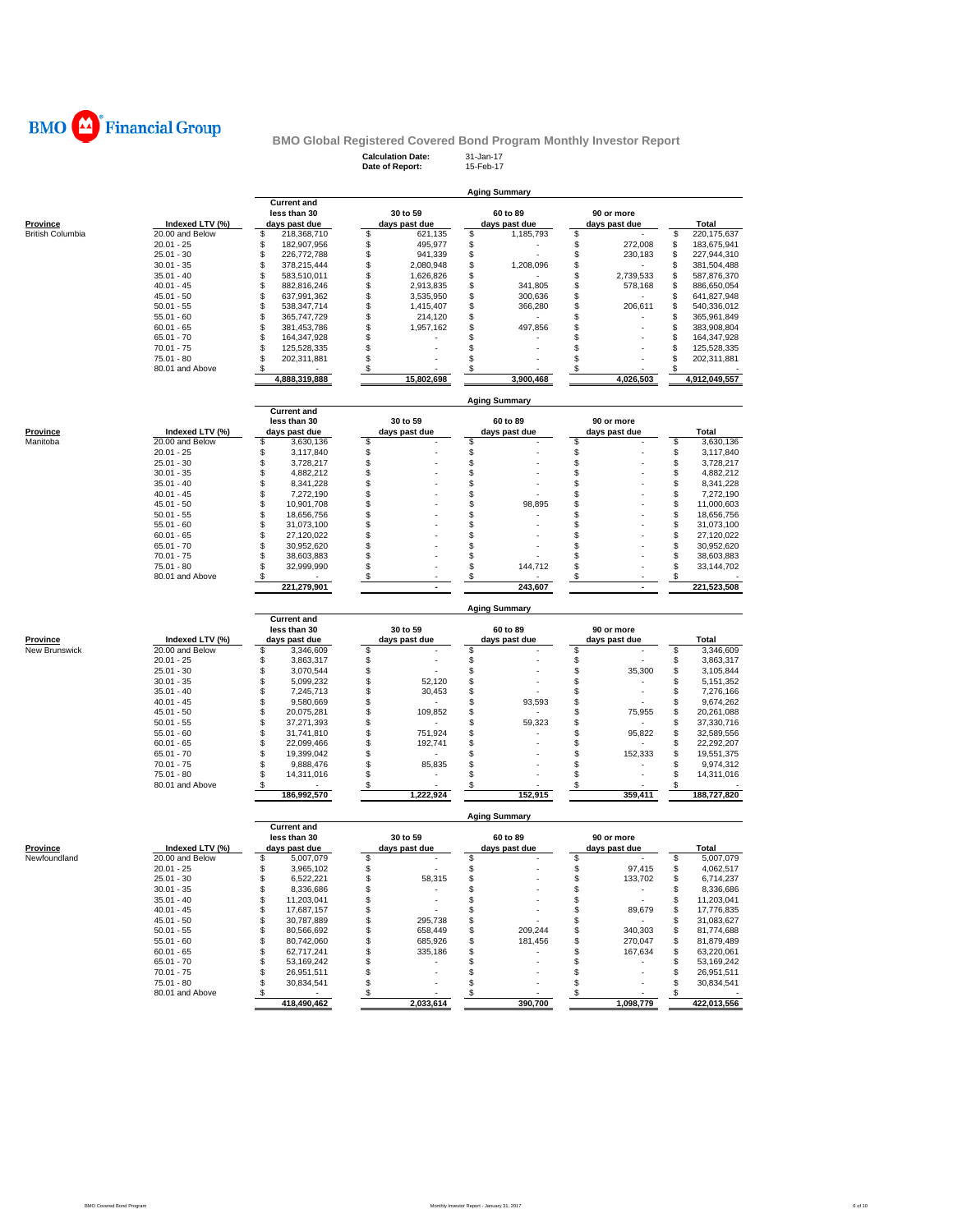# BMO Financial Group

## BMO Global Registered Covered Bond Program Monthly Investor Report

**Calculation Date:** 31-Jan-17
**Date of Report:** 15-Feb-17

### Aging Summary

| Province | Indexed LTV (%) | Current and less than 30 days past due | 30 to 59 days past due | 60 to 89 days past due | 90 or more days past due | Total |
|---|---|---|---|---|---|---|
| British Columbia | 20.00 and Below | $ 218,368,710 | $ 621,135 | $ 1,185,793 | $ - | $ 220,175,637 |
| | 20.01 - 25 | $ 182,907,956 | $ 495,977 | $ - | $ 272,008 | $ 183,675,941 |
| | 25.01 - 30 | $ 226,772,788 | $ 941,339 | $ - | $ 230,183 | $ 227,944,310 |
| | 30.01 - 35 | $ 378,215,444 | $ 2,080,948 | $ 1,208,096 | $ - | $ 381,504,488 |
| | 35.01 - 40 | $ 583,510,011 | $ 1,626,826 | $ - | $ 2,739,533 | $ 587,876,370 |
| | 40.01 - 45 | $ 882,816,246 | $ 2,913,835 | $ 341,805 | $ 578,168 | $ 886,650,054 |
| | 45.01 - 50 | $ 637,991,362 | $ 3,535,950 | $ 300,636 | $ - | $ 641,827,948 |
| | 50.01 - 55 | $ 538,347,714 | $ 1,415,407 | $ 366,280 | $ 206,611 | $ 540,336,012 |
| | 55.01 - 60 | $ 365,747,729 | $ 214,120 | $ - | $ - | $ 365,961,849 |
| | 60.01 - 65 | $ 381,453,786 | $ 1,957,162 | $ 497,856 | $ - | $ 383,908,804 |
| | 65.01 - 70 | $ 164,347,928 | $ - | $ - | $ - | $ 164,347,928 |
| | 70.01 - 75 | $ 125,528,335 | $ - | $ - | $ - | $ 125,528,335 |
| | 75.01 - 80 | $ 202,311,881 | $ - | $ - | $ - | $ 202,311,881 |
| | 80.01 and Above | $ - | $ - | $ - | $ - | $ - |
| | | 4,888,319,888 | 15,802,698 | 3,900,468 | 4,026,503 | 4,912,049,557 |

### Aging Summary

| Province | Indexed LTV (%) | Current and less than 30 days past due | 30 to 59 days past due | 60 to 89 days past due | 90 or more days past due | Total |
|---|---|---|---|---|---|---|
| Manitoba | 20.00 and Below | $ 3,630,136 | $ - | $ - | $ - | $ 3,630,136 |
| | 20.01 - 25 | $ 3,117,840 | $ - | $ - | $ - | $ 3,117,840 |
| | 25.01 - 30 | $ 3,728,217 | $ - | $ - | $ - | $ 3,728,217 |
| | 30.01 - 35 | $ 4,882,212 | $ - | $ - | $ - | $ 4,882,212 |
| | 35.01 - 40 | $ 8,341,228 | $ - | $ - | $ - | $ 8,341,228 |
| | 40.01 - 45 | $ 7,272,190 | $ - | $ - | $ - | $ 7,272,190 |
| | 45.01 - 50 | $ 10,901,708 | $ - | $ 98,895 | $ - | $ 11,000,603 |
| | 50.01 - 55 | $ 18,656,756 | $ - | $ - | $ - | $ 18,656,756 |
| | 55.01 - 60 | $ 31,073,100 | $ - | $ - | $ - | $ 31,073,100 |
| | 60.01 - 65 | $ 27,120,022 | $ - | $ - | $ - | $ 27,120,022 |
| | 65.01 - 70 | $ 30,952,620 | $ - | $ - | $ - | $ 30,952,620 |
| | 70.01 - 75 | $ 38,603,883 | $ - | $ - | $ - | $ 38,603,883 |
| | 75.01 - 80 | $ 32,999,990 | $ - | $ 144,712 | $ - | $ 33,144,702 |
| | 80.01 and Above | $ - | $ - | $ - | $ - | $ - |
| | | 221,279,901 | - | 243,607 | - | 221,523,508 |

### Aging Summary

| Province | Indexed LTV (%) | Current and less than 30 days past due | 30 to 59 days past due | 60 to 89 days past due | 90 or more days past due | Total |
|---|---|---|---|---|---|---|
| New Brunswick | 20.00 and Below | $ 3,346,609 | $ - | $ - | $ - | $ 3,346,609 |
| | 20.01 - 25 | $ 3,863,317 | $ - | $ - | $ - | $ 3,863,317 |
| | 25.01 - 30 | $ 3,070,544 | $ - | $ - | $ 35,300 | $ 3,105,844 |
| | 30.01 - 35 | $ 5,099,232 | $ 52,120 | $ - | $ - | $ 5,151,352 |
| | 35.01 - 40 | $ 7,245,713 | $ 30,453 | $ - | $ - | $ 7,276,166 |
| | 40.01 - 45 | $ 9,580,669 | $ - | $ 93,593 | $ - | $ 9,674,262 |
| | 45.01 - 50 | $ 20,075,281 | $ 109,852 | $ - | $ 75,955 | $ 20,261,088 |
| | 50.01 - 55 | $ 37,271,393 | $ - | $ 59,323 | $ - | $ 37,330,716 |
| | 55.01 - 60 | $ 31,741,810 | $ 751,924 | $ - | $ 95,822 | $ 32,589,556 |
| | 60.01 - 65 | $ 22,099,466 | $ 192,741 | $ - | $ - | $ 22,292,207 |
| | 65.01 - 70 | $ 19,399,042 | $ - | $ - | $ 152,333 | $ 19,551,375 |
| | 70.01 - 75 | $ 9,888,476 | $ 85,835 | $ - | $ - | $ 9,974,312 |
| | 75.01 - 80 | $ 14,311,016 | $ - | $ - | $ - | $ 14,311,016 |
| | 80.01 and Above | $ - | $ - | $ - | $ - | $ - |
| | | 186,992,570 | 1,222,924 | 152,915 | 359,411 | 188,727,820 |

### Aging Summary

| Province | Indexed LTV (%) | Current and less than 30 days past due | 30 to 59 days past due | 60 to 89 days past due | 90 or more days past due | Total |
|---|---|---|---|---|---|---|
| Newfoundland | 20.00 and Below | $ 5,007,079 | $ - | $ - | $ - | $ 5,007,079 |
| | 20.01 - 25 | $ 3,965,102 | $ - | $ - | $ 97,415 | $ 4,062,517 |
| | 25.01 - 30 | $ 6,522,221 | $ 58,315 | $ - | $ 133,702 | $ 6,714,237 |
| | 30.01 - 35 | $ 8,336,686 | $ - | $ - | $ - | $ 8,336,686 |
| | 35.01 - 40 | $ 11,203,041 | $ - | $ - | $ - | $ 11,203,041 |
| | 40.01 - 45 | $ 17,687,157 | $ - | $ - | $ 89,679 | $ 17,776,835 |
| | 45.01 - 50 | $ 30,787,889 | $ 295,738 | $ - | $ - | $ 31,083,627 |
| | 50.01 - 55 | $ 80,566,692 | $ 658,449 | $ 209,244 | $ 340,303 | $ 81,774,688 |
| | 55.01 - 60 | $ 80,742,060 | $ 685,926 | $ 181,456 | $ 270,047 | $ 81,879,489 |
| | 60.01 - 65 | $ 62,717,241 | $ 335,186 | $ - | $ 167,634 | $ 63,220,061 |
| | 65.01 - 70 | $ 53,169,242 | $ - | $ - | $ - | $ 53,169,242 |
| | 70.01 - 75 | $ 26,951,511 | $ - | $ - | $ - | $ 26,951,511 |
| | 75.01 - 80 | $ 30,834,541 | $ - | $ - | $ - | $ 30,834,541 |
| | 80.01 and Above | $ - | $ - | $ - | $ - | $ - |
| | | 418,490,462 | 2,033,614 | 390,700 | 1,098,779 | 422,013,556 |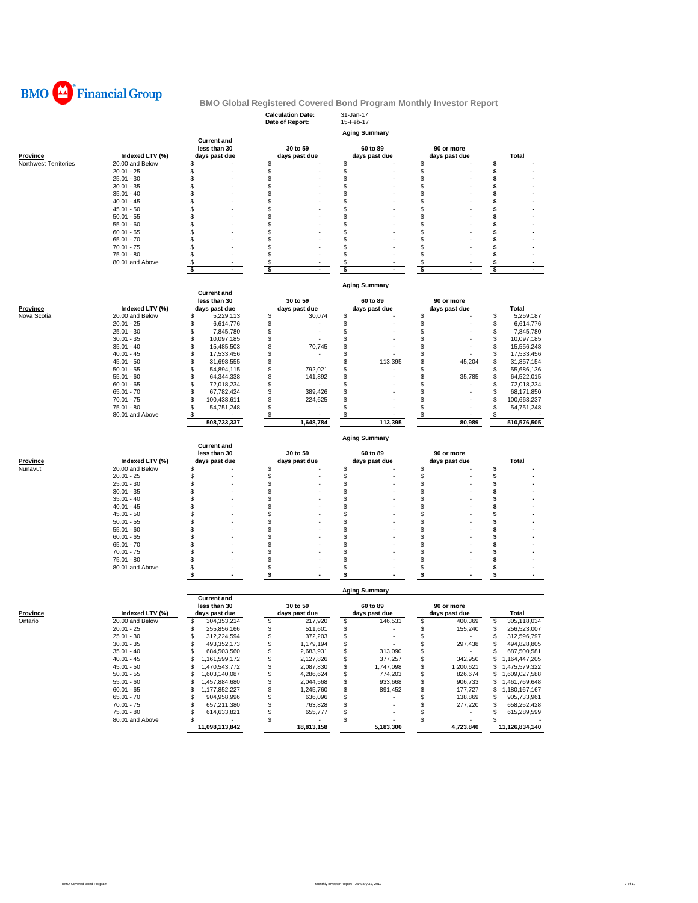**BMO Financial Group**

## BMO Global Registered Covered Bond Program Monthly Investor Report

**Calculation Date:** 31-Jan-17
**Date of Report:** 15-Feb-17

### Aging Summary

| Province | Indexed LTV (%) | Current and less than 30 days past due | 30 to 59 days past due | 60 to 89 days past due | 90 or more days past due | Total |
|---|---|---|---|---|---|---|
| Northwest Territories | 20.00 and Below | $ - | $ - | $ - | $ - | $ - |
| | 20.01 - 25 | $ - | $ - | $ - | $ - | $ - |
| | 25.01 - 30 | $ - | $ - | $ - | $ - | $ - |
| | 30.01 - 35 | $ - | $ - | $ - | $ - | $ - |
| | 35.01 - 40 | $ - | $ - | $ - | $ - | $ - |
| | 40.01 - 45 | $ - | $ - | $ - | $ - | $ - |
| | 45.01 - 50 | $ - | $ - | $ - | $ - | $ - |
| | 50.01 - 55 | $ - | $ - | $ - | $ - | $ - |
| | 55.01 - 60 | $ - | $ - | $ - | $ - | $ - |
| | 60.01 - 65 | $ - | $ - | $ - | $ - | $ - |
| | 65.01 - 70 | $ - | $ - | $ - | $ - | $ - |
| | 70.01 - 75 | $ - | $ - | $ - | $ - | $ - |
| | 75.01 - 80 | $ - | $ - | $ - | $ - | $ - |
| | 80.01 and Above | $ - | $ - | $ - | $ - | $ - |
| | | $ - | $ - | $ - | $ - | $ - |

### Aging Summary

| Province | Indexed LTV (%) | Current and less than 30 days past due | 30 to 59 days past due | 60 to 89 days past due | 90 or more days past due | Total |
|---|---|---|---|---|---|---|
| Nova Scotia | 20.00 and Below | $ 5,229,113 | $ 30,074 | $ - | $ - | $ 5,259,187 |
| | 20.01 - 25 | $ 6,614,776 | $ - | $ - | $ - | $ 6,614,776 |
| | 25.01 - 30 | $ 7,845,780 | $ - | $ - | $ - | $ 7,845,780 |
| | 30.01 - 35 | $ 10,097,185 | $ - | $ - | $ - | $ 10,097,185 |
| | 35.01 - 40 | $ 15,485,503 | $ 70,745 | $ - | $ - | $ 15,556,248 |
| | 40.01 - 45 | $ 17,533,456 | $ - | $ - | $ - | $ 17,533,456 |
| | 45.01 - 50 | $ 31,698,555 | $ - | $ 113,395 | $ 45,204 | $ 31,857,154 |
| | 50.01 - 55 | $ 54,894,115 | $ 792,021 | $ - | $ - | $ 55,686,136 |
| | 55.01 - 60 | $ 64,344,338 | $ 141,892 | $ - | $ 35,785 | $ 64,522,015 |
| | 60.01 - 65 | $ 72,018,234 | $ - | $ - | $ - | $ 72,018,234 |
| | 65.01 - 70 | $ 67,782,424 | $ 389,426 | $ - | $ - | $ 68,171,850 |
| | 70.01 - 75 | $ 100,438,611 | $ 224,625 | $ - | $ - | $ 100,663,237 |
| | 75.01 - 80 | $ 54,751,248 | $ - | $ - | $ - | $ 54,751,248 |
| | 80.01 and Above | $ - | $ - | $ - | $ - | $ - |
| | | 508,733,337 | 1,648,784 | 113,395 | 80,989 | 510,576,505 |

### Aging Summary

| Province | Indexed LTV (%) | Current and less than 30 days past due | 30 to 59 days past due | 60 to 89 days past due | 90 or more days past due | Total |
|---|---|---|---|---|---|---|
| Nunavut | 20.00 and Below | $ - | $ - | $ - | $ - | $ - |
| | 20.01 - 25 | $ - | $ - | $ - | $ - | $ - |
| | 25.01 - 30 | $ - | $ - | $ - | $ - | $ - |
| | 30.01 - 35 | $ - | $ - | $ - | $ - | $ - |
| | 35.01 - 40 | $ - | $ - | $ - | $ - | $ - |
| | 40.01 - 45 | $ - | $ - | $ - | $ - | $ - |
| | 45.01 - 50 | $ - | $ - | $ - | $ - | $ - |
| | 50.01 - 55 | $ - | $ - | $ - | $ - | $ - |
| | 55.01 - 60 | $ - | $ - | $ - | $ - | $ - |
| | 60.01 - 65 | $ - | $ - | $ - | $ - | $ - |
| | 65.01 - 70 | $ - | $ - | $ - | $ - | $ - |
| | 70.01 - 75 | $ - | $ - | $ - | $ - | $ - |
| | 75.01 - 80 | $ - | $ - | $ - | $ - | $ - |
| | 80.01 and Above | $ - | $ - | $ - | $ - | $ - |
| | | $ - | $ - | $ - | $ - | $ - |

### Aging Summary

| Province | Indexed LTV (%) | Current and less than 30 days past due | 30 to 59 days past due | 60 to 89 days past due | 90 or more days past due | Total |
|---|---|---|---|---|---|---|
| Ontario | 20.00 and Below | $ 304,353,214 | $ 217,920 | $ 146,531 | $ 400,369 | $ 305,118,034 |
| | 20.01 - 25 | $ 255,856,166 | $ 511,601 | $ - | $ 155,240 | $ 256,523,007 |
| | 25.01 - 30 | $ 312,224,594 | $ 372,203 | $ - | $ - | $ 312,596,797 |
| | 30.01 - 35 | $ 493,352,173 | $ 1,179,194 | $ - | $ 297,438 | $ 494,828,805 |
| | 35.01 - 40 | $ 684,503,560 | $ 2,683,931 | $ 313,090 | $ - | $ 687,500,581 |
| | 40.01 - 45 | $ 1,161,599,172 | $ 2,127,826 | $ 377,257 | $ 342,950 | $ 1,164,447,205 |
| | 45.01 - 50 | $ 1,470,543,772 | $ 2,087,830 | $ 1,747,098 | $ 1,200,621 | $ 1,475,579,322 |
| | 50.01 - 55 | $ 1,603,140,087 | $ 4,286,624 | $ 774,203 | $ 826,674 | $ 1,609,027,588 |
| | 55.01 - 60 | $ 1,457,884,680 | $ 2,044,568 | $ 933,668 | $ 906,733 | $ 1,461,769,648 |
| | 60.01 - 65 | $ 1,177,852,227 | $ 1,245,760 | $ 891,452 | $ 177,727 | $ 1,180,167,167 |
| | 65.01 - 70 | $ 904,958,996 | $ 636,096 | $ - | $ 138,869 | $ 905,733,961 |
| | 70.01 - 75 | $ 657,211,380 | $ 763,828 | $ - | $ 277,220 | $ 658,252,428 |
| | 75.01 - 80 | $ 614,633,821 | $ 655,777 | $ - | $ - | $ 615,289,599 |
| | 80.01 and Above | $ - | $ - | $ - | $ - | $ - |
| | | 11,098,113,842 | 18,813,158 | 5,183,300 | 4,723,840 | 11,126,834,140 |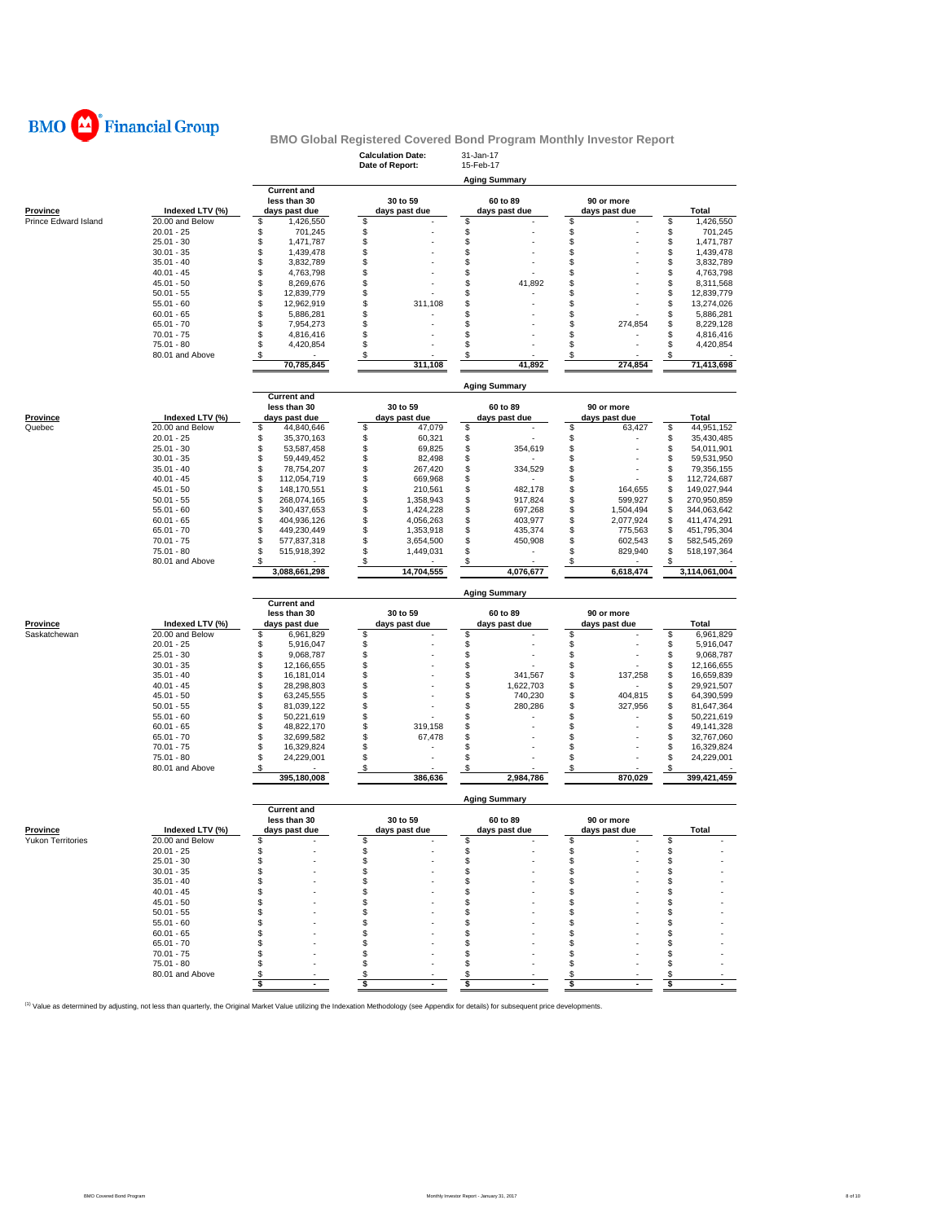**BMO Financial Group**

## BMO Global Registered Covered Bond Program Monthly Investor Report

**Calculation Date:** 31-Jan-17
**Date of Report:** 15-Feb-17

### Aging Summary

| Province | Indexed LTV (%) | Current and less than 30 days past due | 30 to 59 days past due | 60 to 89 days past due | 90 or more days past due | Total |
|---|---|---|---|---|---|---|
| Prince Edward Island | 20.00 and Below | $ 1,426,550 | $ - | $ - | $ - | $ 1,426,550 |
| | 20.01 - 25 | $ 701,245 | $ - | $ - | $ - | $ 701,245 |
| | 25.01 - 30 | $ 1,471,787 | $ - | $ - | $ - | $ 1,471,787 |
| | 30.01 - 35 | $ 1,439,478 | $ - | $ - | $ - | $ 1,439,478 |
| | 35.01 - 40 | $ 3,832,789 | $ - | $ - | $ - | $ 3,832,789 |
| | 40.01 - 45 | $ 4,763,798 | $ - | $ - | $ - | $ 4,763,798 |
| | 45.01 - 50 | $ 8,269,676 | $ - | $ 41,892 | $ - | $ 8,311,568 |
| | 50.01 - 55 | $ 12,839,779 | $ - | $ - | $ - | $ 12,839,779 |
| | 55.01 - 60 | $ 12,962,919 | $ 311,108 | $ - | $ - | $ 13,274,026 |
| | 60.01 - 65 | $ 5,886,281 | $ - | $ - | $ - | $ 5,886,281 |
| | 65.01 - 70 | $ 7,954,273 | $ - | $ - | $ 274,854 | $ 8,229,128 |
| | 70.01 - 75 | $ 4,816,416 | $ - | $ - | $ - | $ 4,816,416 |
| | 75.01 - 80 | $ 4,420,854 | $ - | $ - | $ - | $ 4,420,854 |
| | 80.01 and Above | $ - | $ - | $ - | $ - | $ - |
| | | 70,785,845 | 311,108 | 41,892 | 274,854 | 71,413,698 |

### Aging Summary

| Province | Indexed LTV (%) | Current and less than 30 days past due | 30 to 59 days past due | 60 to 89 days past due | 90 or more days past due | Total |
|---|---|---|---|---|---|---|
| Quebec | 20.00 and Below | $ 44,840,646 | $ 47,079 | $ - | $ 63,427 | $ 44,951,152 |
| | 20.01 - 25 | $ 35,370,163 | $ 60,321 | $ - | $ - | $ 35,430,485 |
| | 25.01 - 30 | $ 53,587,458 | $ 69,825 | $ 354,619 | $ - | $ 54,011,901 |
| | 30.01 - 35 | $ 59,449,452 | $ 82,498 | $ - | $ - | $ 59,531,950 |
| | 35.01 - 40 | $ 78,754,207 | $ 267,420 | $ 334,529 | $ - | $ 79,356,155 |
| | 40.01 - 45 | $ 112,054,719 | $ 669,968 | $ - | $ - | $ 112,724,687 |
| | 45.01 - 50 | $ 148,170,551 | $ 210,561 | $ 482,178 | $ 164,655 | $ 149,027,944 |
| | 50.01 - 55 | $ 268,074,165 | $ 1,358,943 | $ 917,824 | $ 599,927 | $ 270,950,859 |
| | 55.01 - 60 | $ 340,437,653 | $ 1,424,228 | $ 697,268 | $ 1,504,494 | $ 344,063,642 |
| | 60.01 - 65 | $ 404,936,126 | $ 4,056,263 | $ 403,977 | $ 2,077,924 | $ 411,474,291 |
| | 65.01 - 70 | $ 449,230,449 | $ 1,353,918 | $ 435,374 | $ 775,563 | $ 451,795,304 |
| | 70.01 - 75 | $ 577,837,318 | $ 3,654,500 | $ 450,908 | $ 602,543 | $ 582,545,269 |
| | 75.01 - 80 | $ 515,918,392 | $ 1,449,031 | $ - | $ 829,940 | $ 518,197,364 |
| | 80.01 and Above | $ - | $ - | $ - | $ - | $ - |
| | | 3,088,661,298 | 14,704,555 | 4,076,677 | 6,618,474 | 3,114,061,004 |

### Aging Summary

| Province | Indexed LTV (%) | Current and less than 30 days past due | 30 to 59 days past due | 60 to 89 days past due | 90 or more days past due | Total |
|---|---|---|---|---|---|---|
| Saskatchewan | 20.00 and Below | $ 6,961,829 | $ - | $ - | $ - | $ 6,961,829 |
| | 20.01 - 25 | $ 5,916,047 | $ - | $ - | $ - | $ 5,916,047 |
| | 25.01 - 30 | $ 9,068,787 | $ - | $ - | $ - | $ 9,068,787 |
| | 30.01 - 35 | $ 12,166,655 | $ - | $ - | $ - | $ 12,166,655 |
| | 35.01 - 40 | $ 16,181,014 | $ - | $ 341,567 | $ 137,258 | $ 16,659,839 |
| | 40.01 - 45 | $ 28,298,803 | $ - | $ 1,622,703 | $ - | $ 29,921,507 |
| | 45.01 - 50 | $ 63,245,555 | $ - | $ 740,230 | $ 404,815 | $ 64,390,599 |
| | 50.01 - 55 | $ 81,039,122 | $ - | $ 280,286 | $ 327,956 | $ 81,647,364 |
| | 55.01 - 60 | $ 50,221,619 | $ - | $ - | $ - | $ 50,221,619 |
| | 60.01 - 65 | $ 48,822,170 | $ 319,158 | $ - | $ - | $ 49,141,328 |
| | 65.01 - 70 | $ 32,699,582 | $ 67,478 | $ - | $ - | $ 32,767,060 |
| | 70.01 - 75 | $ 16,329,824 | $ - | $ - | $ - | $ 16,329,824 |
| | 75.01 - 80 | $ 24,229,001 | $ - | $ - | $ - | $ 24,229,001 |
| | 80.01 and Above | $ - | $ - | $ - | $ - | $ - |
| | | 395,180,008 | 386,636 | 2,984,786 | 870,029 | 399,421,459 |

### Aging Summary

| Province | Indexed LTV (%) | Current and less than 30 days past due | 30 to 59 days past due | 60 to 89 days past due | 90 or more days past due | Total |
|---|---|---|---|---|---|---|
| Yukon Territories | 20.00 and Below | $ - | $ - | $ - | $ - | $ - |
| | 20.01 - 25 | $ - | $ - | $ - | $ - | $ - |
| | 25.01 - 30 | $ - | $ - | $ - | $ - | $ - |
| | 30.01 - 35 | $ - | $ - | $ - | $ - | $ - |
| | 35.01 - 40 | $ - | $ - | $ - | $ - | $ - |
| | 40.01 - 45 | $ - | $ - | $ - | $ - | $ - |
| | 45.01 - 50 | $ - | $ - | $ - | $ - | $ - |
| | 50.01 - 55 | $ - | $ - | $ - | $ - | $ - |
| | 55.01 - 60 | $ - | $ - | $ - | $ - | $ - |
| | 60.01 - 65 | $ - | $ - | $ - | $ - | $ - |
| | 65.01 - 70 | $ - | $ - | $ - | $ - | $ - |
| | 70.01 - 75 | $ - | $ - | $ - | $ - | $ - |
| | 75.01 - 80 | $ - | $ - | $ - | $ - | $ - |
| | 80.01 and Above | $ - | $ - | $ - | $ - | $ - |
| | | $ - | $ - | $ - | $ - | $ - |

[1] Value as determined by adjusting, not less than quarterly, the Original Market Value utilizing the Indexation Methodology (see Appendix for details) for subsequent price developments.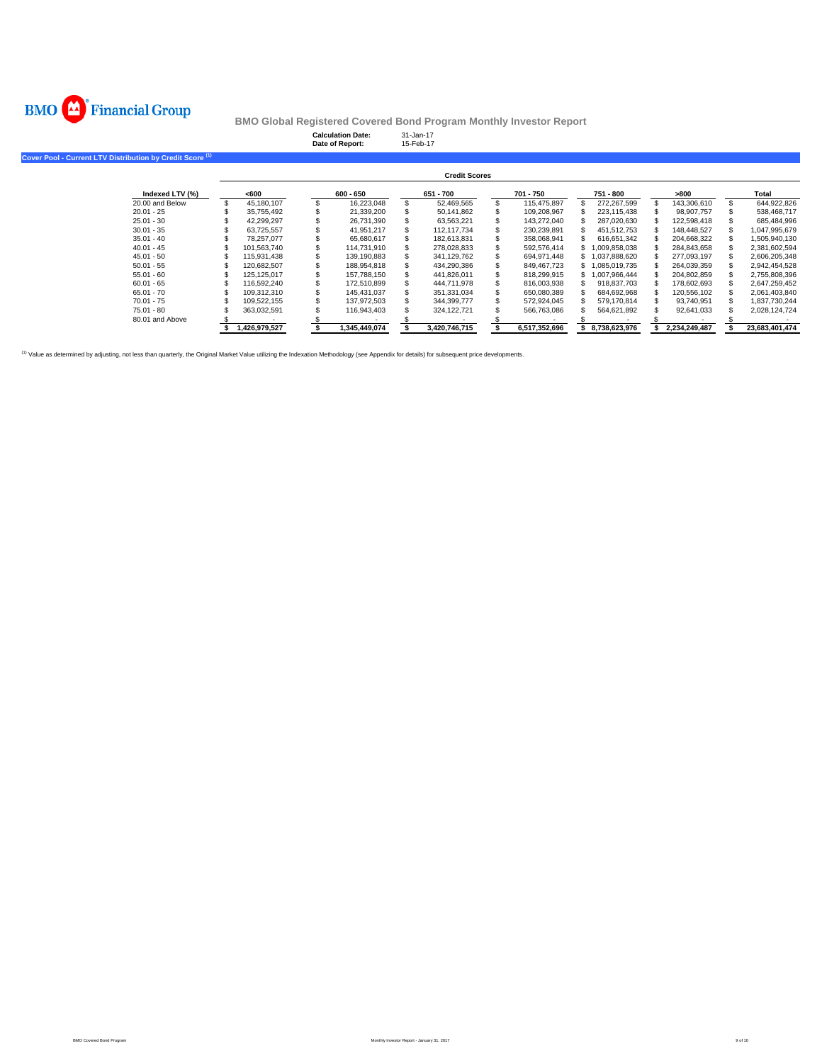BMO Financial Group

## BMO Global Registered Covered Bond Program Monthly Investor Report

**Calculation Date:** 31-Jan-17
**Date of Report:** 15-Feb-17

### Cover Pool - Current LTV Distribution by Credit Score [(1)]

| | Credit Scores | | | | | | |
|---|---|---|---|---|---|---|---|
| **Indexed LTV (%)** | **<600** | **600 - 650** | **651 - 700** | **701 - 750** | **751 - 800** | **>800** | **Total** |
| 20.00 and Below | $ 45,180,107 | $ 16,223,048 | $ 52,469,565 | $ 115,475,897 | $ 272,267,599 | $ 143,306,610 | $ 644,922,826 |
| 20.01 - 25 | $ 35,755,492 | $ 21,339,200 | $ 50,141,862 | $ 109,208,967 | $ 223,115,438 | $ 98,907,757 | $ 538,468,717 |
| 25.01 - 30 | $ 42,299,297 | $ 26,731,390 | $ 63,563,221 | $ 143,272,040 | $ 287,020,630 | $ 122,598,418 | $ 685,484,996 |
| 30.01 - 35 | $ 63,725,557 | $ 41,951,217 | $ 112,117,734 | $ 230,239,891 | $ 451,512,753 | $ 148,448,527 | $ 1,047,995,679 |
| 35.01 - 40 | $ 78,257,077 | $ 65,680,617 | $ 182,613,831 | $ 358,068,941 | $ 616,651,342 | $ 204,668,322 | $ 1,505,940,130 |
| 40.01 - 45 | $ 101,563,740 | $ 114,731,910 | $ 278,028,833 | $ 592,576,414 | $ 1,009,858,038 | $ 284,843,658 | $ 2,381,602,594 |
| 45.01 - 50 | $ 115,931,438 | $ 139,190,883 | $ 341,129,762 | $ 694,971,448 | $ 1,037,888,620 | $ 277,093,197 | $ 2,606,205,348 |
| 50.01 - 55 | $ 120,682,507 | $ 188,954,818 | $ 434,290,386 | $ 849,467,723 | $ 1,085,019,735 | $ 264,039,359 | $ 2,942,454,528 |
| 55.01 - 60 | $ 125,125,017 | $ 157,788,150 | $ 441,826,011 | $ 818,299,915 | $ 1,007,966,444 | $ 204,802,859 | $ 2,755,808,396 |
| 60.01 - 65 | $ 116,592,240 | $ 172,510,899 | $ 444,711,978 | $ 816,003,938 | $ 918,837,703 | $ 178,602,693 | $ 2,647,259,452 |
| 65.01 - 70 | $ 109,312,310 | $ 145,431,037 | $ 351,331,034 | $ 650,080,389 | $ 684,692,968 | $ 120,556,102 | $ 2,061,403,840 |
| 70.01 - 75 | $ 109,522,155 | $ 137,972,503 | $ 344,399,777 | $ 572,924,045 | $ 579,170,814 | $ 93,740,951 | $ 1,837,730,244 |
| 75.01 - 80 | $ 363,032,591 | $ 116,943,403 | $ 324,122,721 | $ 566,763,086 | $ 564,621,892 | $ 92,641,033 | $ 2,028,124,724 |
| 80.01 and Above | $ - | $ - | $ - | $ - | $ - | $ - | $ - |
| | **$ 1,426,979,527** | **$ 1,345,449,074** | **$ 3,420,746,715** | **$ 6,517,352,696** | **$ 8,738,623,976** | **$ 2,234,249,487** | **$ 23,683,401,474** |

[(1)] Value as determined by adjusting, not less than quarterly, the Original Market Value utilizing the Indexation Methodology (see Appendix for details) for subsequent price developments.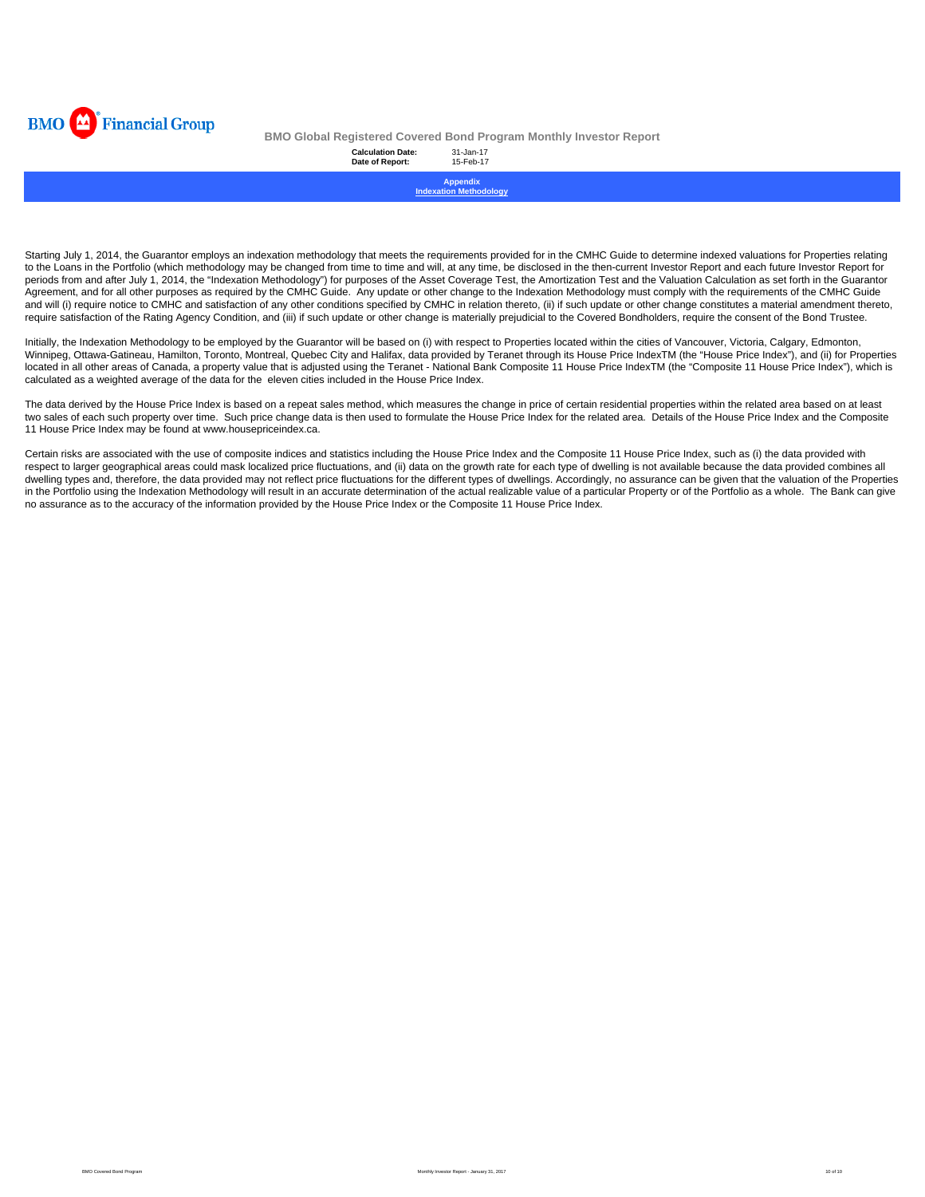BMO Financial Group

**BMO Global Registered Covered Bond Program Monthly Investor Report**

| | |
|---|---|
| **Calculation Date:** | 31-Jan-17 |
| **Date of Report:** | 15-Feb-17 |

## Appendix
### Indexation Methodology

Starting July 1, 2014, the Guarantor employs an indexation methodology that meets the requirements provided for in the CMHC Guide to determine indexed valuations for Properties relating to the Loans in the Portfolio (which methodology may be changed from time to time and will, at any time, be disclosed in the then-current Investor Report and each future Investor Report for periods from and after July 1, 2014, the "Indexation Methodology") for purposes of the Asset Coverage Test, the Amortization Test and the Valuation Calculation as set forth in the Guarantor Agreement, and for all other purposes as required by the CMHC Guide. Any update or other change to the Indexation Methodology must comply with the requirements of the CMHC Guide and will (i) require notice to CMHC and satisfaction of any other conditions specified by CMHC in relation thereto, (ii) if such update or other change constitutes a material amendment thereto, require satisfaction of the Rating Agency Condition, and (iii) if such update or other change is materially prejudicial to the Covered Bondholders, require the consent of the Bond Trustee.

Initially, the Indexation Methodology to be employed by the Guarantor will be based on (i) with respect to Properties located within the cities of Vancouver, Victoria, Calgary, Edmonton, Winnipeg, Ottawa-Gatineau, Hamilton, Toronto, Montreal, Quebec City and Halifax, data provided by Teranet through its House Price IndexTM (the "House Price Index"), and (ii) for Properties located in all other areas of Canada, a property value that is adjusted using the Teranet - National Bank Composite 11 House Price IndexTM (the "Composite 11 House Price Index"), which is calculated as a weighted average of the data for the eleven cities included in the House Price Index.

The data derived by the House Price Index is based on a repeat sales method, which measures the change in price of certain residential properties within the related area based on at least two sales of each such property over time. Such price change data is then used to formulate the House Price Index for the related area. Details of the House Price Index and the Composite 11 House Price Index may be found at www.housepriceindex.ca.

Certain risks are associated with the use of composite indices and statistics including the House Price Index and the Composite 11 House Price Index, such as (i) the data provided with respect to larger geographical areas could mask localized price fluctuations, and (ii) data on the growth rate for each type of dwelling is not available because the data provided combines all dwelling types and, therefore, the data provided may not reflect price fluctuations for the different types of dwellings. Accordingly, no assurance can be given that the valuation of the Properties in the Portfolio using the Indexation Methodology will result in an accurate determination of the actual realizable value of a particular Property or of the Portfolio as a whole. The Bank can give no assurance as to the accuracy of the information provided by the House Price Index or the Composite 11 House Price Index.